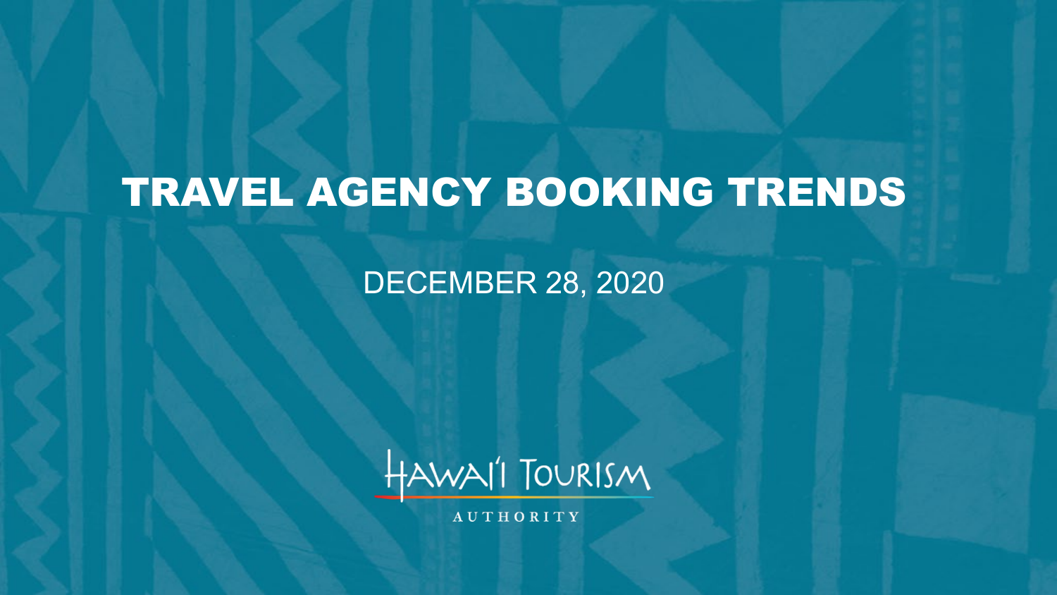# TRAVEL AGENCY BOOKING TRENDS

DECEMBER 28, 2020

HAWAI'I TOURISM AUTHORITY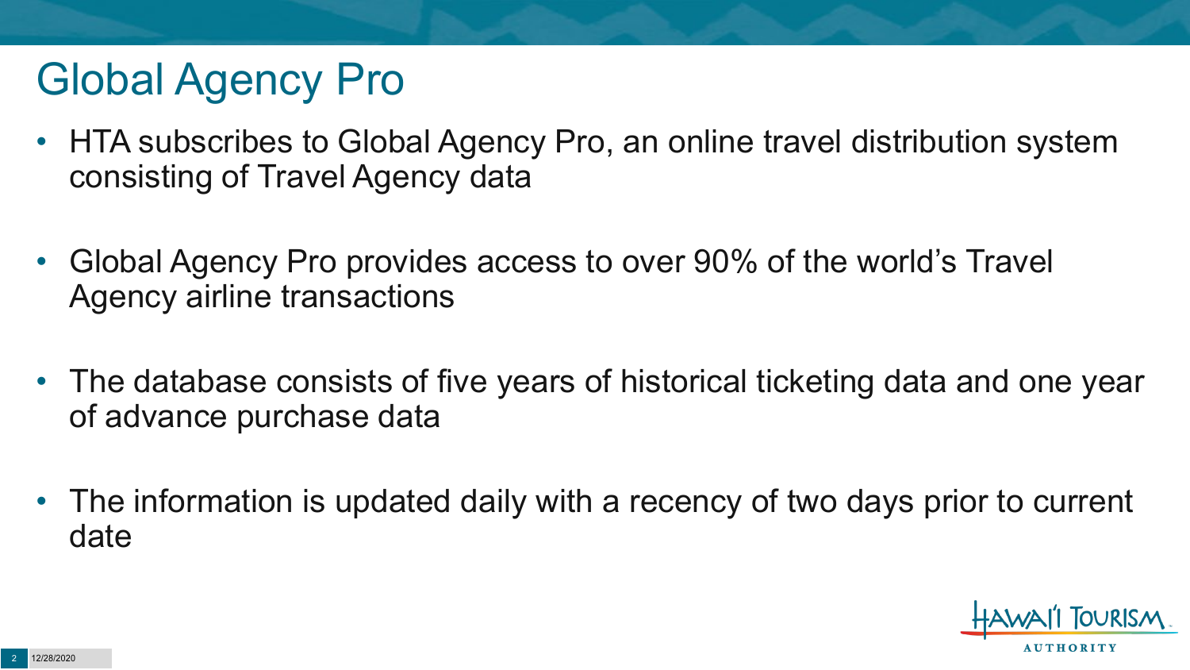# Global Agency Pro

- HTA subscribes to Global Agency Pro, an online travel distribution system consisting of Travel Agency data
- Global Agency Pro provides access to over 90% of the world's Travel Agency airline transactions
- The database consists of five years of historical ticketing data and one year of advance purchase data
- The information is updated daily with a recency of two days prior to current date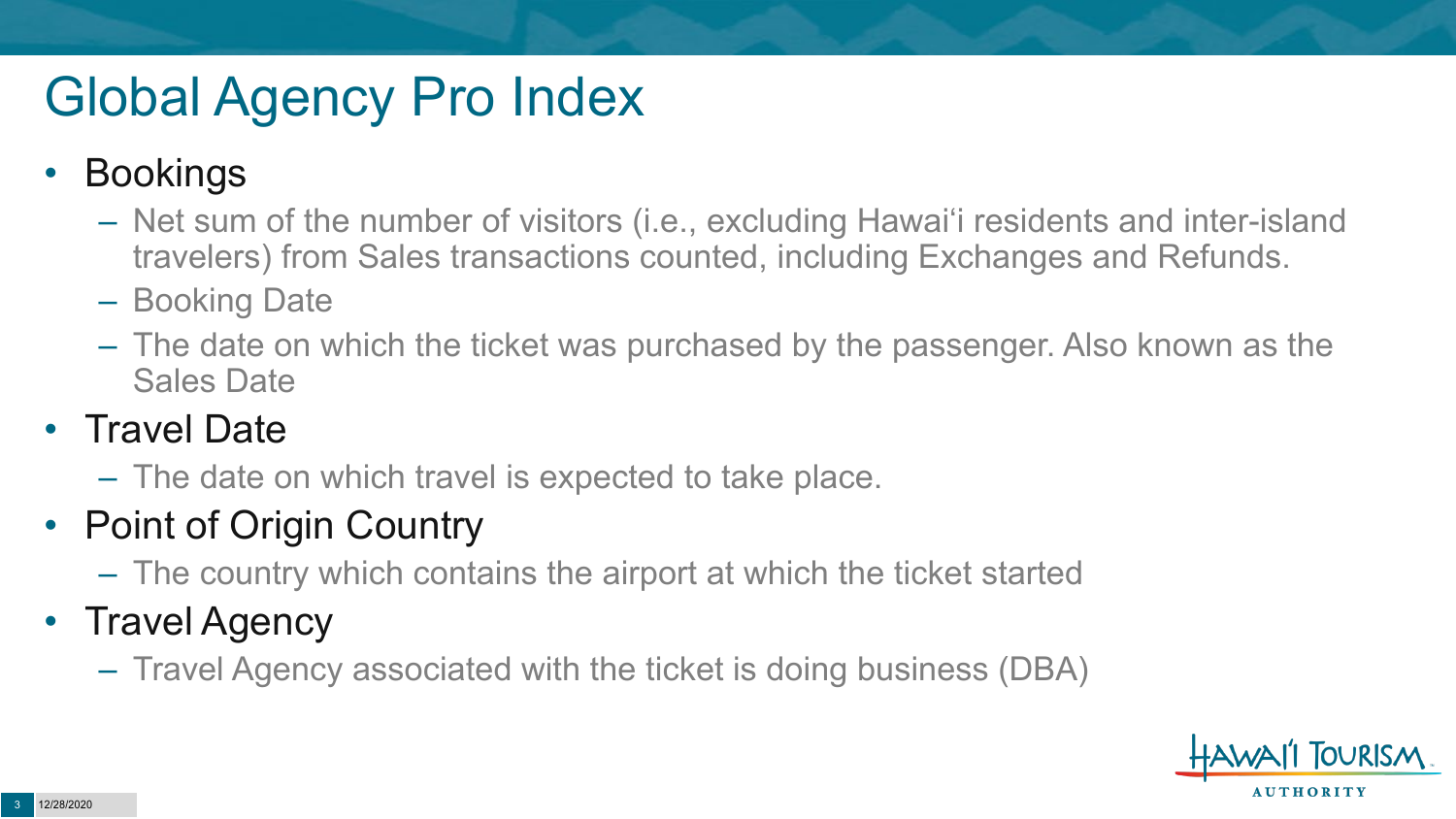# Global Agency Pro Index

- Bookings
  - Net sum of the number of visitors (i.e., excluding Hawai‘i residents and inter-island travelers) from Sales transactions counted, including Exchanges and Refunds.
  - Booking Date
  - The date on which the ticket was purchased by the passenger. Also known as the Sales Date
- Travel Date
  - The date on which travel is expected to take place.
- Point of Origin Country
  - The country which contains the airport at which the ticket started
- Travel Agency
  - Travel Agency associated with the ticket is doing business (DBA)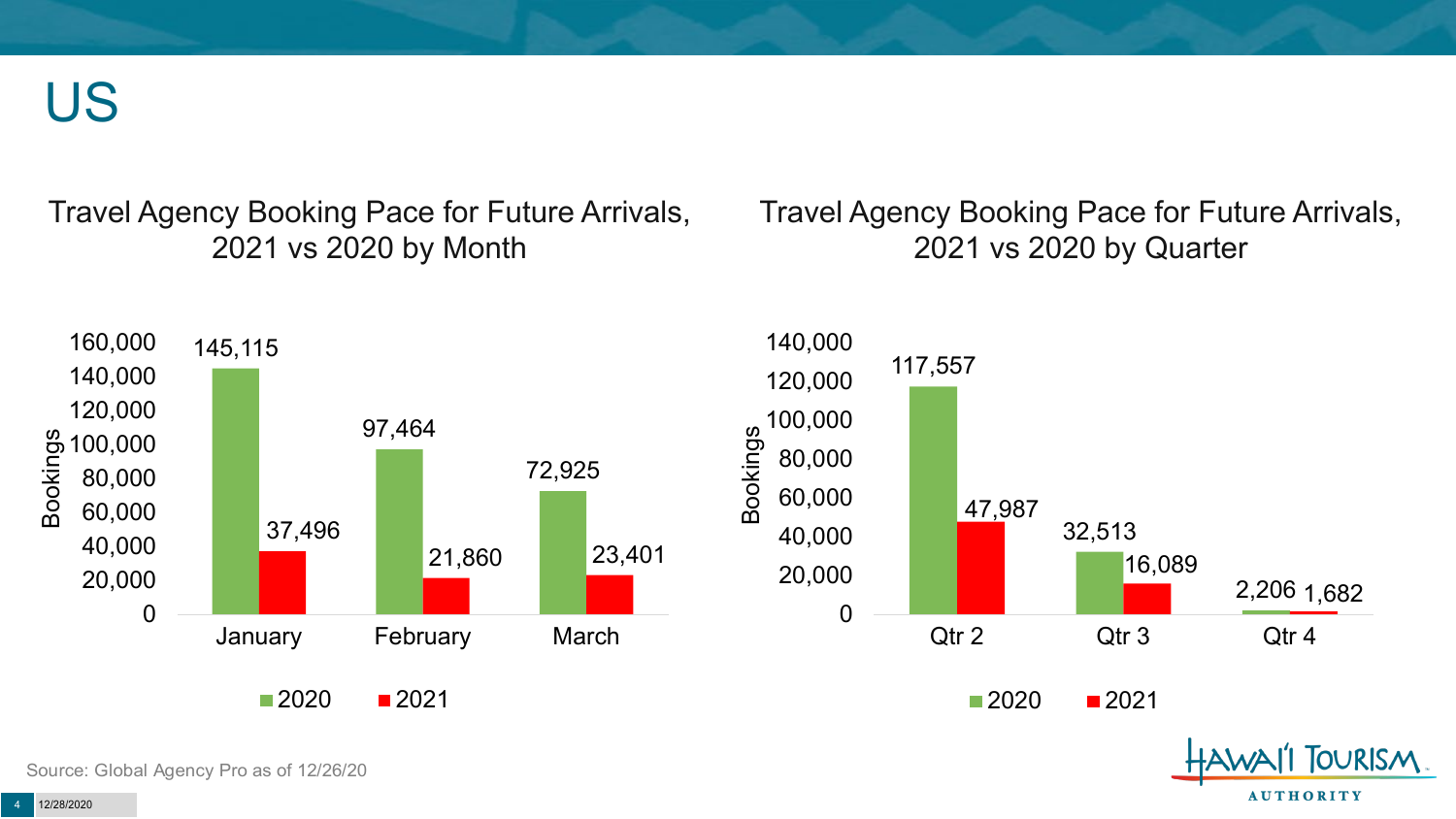# US

## Travel Agency Booking Pace for Future Arrivals, 2021 vs 2020 by Month

| Month | 2020 | 2021 |
| --- | --- | --- |
| January | 145,115 | 37,496 |
| February | 97,464 | 21,860 |
| March | 72,925 | 23,401 |

## Travel Agency Booking Pace for Future Arrivals, 2021 vs 2020 by Quarter

| Quarter | 2020 | 2021 |
| --- | --- | --- |
| Qtr 2 | 117,557 | 47,987 |
| Qtr 3 | 32,513 | 16,089 |
| Qtr 4 | 2,206 | 1,682 |

Source: Global Agency Pro as of 12/26/20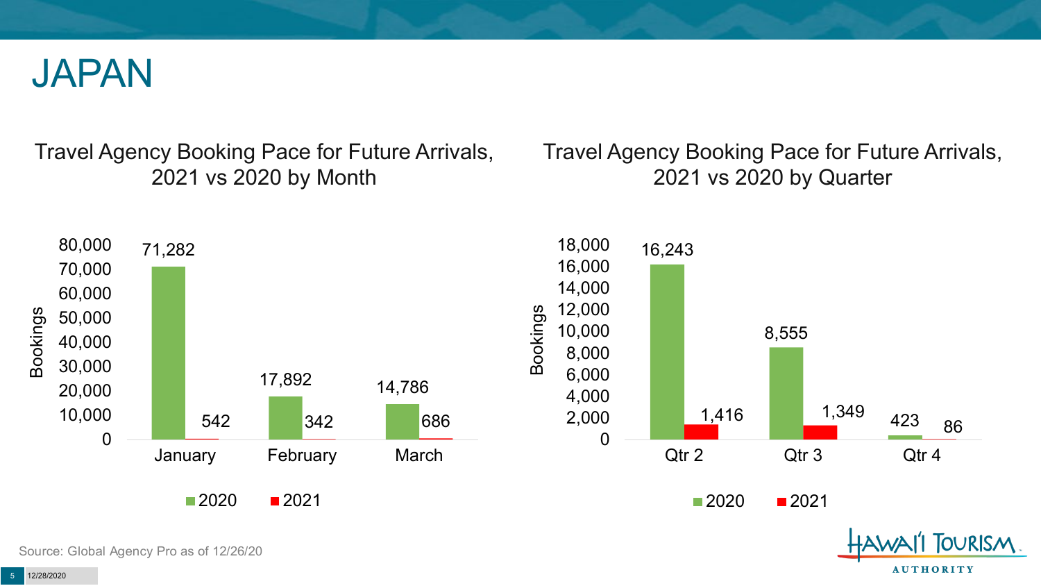# JAPAN

## Travel Agency Booking Pace for Future Arrivals, 2021 vs 2020 by Month

| Month | 2020 | 2021 |
|---|---|---|
| January | 71,282 | 542 |
| February | 17,892 | 342 |
| March | 14,786 | 686 |

## Travel Agency Booking Pace for Future Arrivals, 2021 vs 2020 by Quarter

| Quarter | 2020 | 2021 |
|---|---|---|
| Qtr 2 | 16,243 | 1,416 |
| Qtr 3 | 8,555 | 1,349 |
| Qtr 4 | 423 | 86 |

Source: Global Agency Pro as of 12/26/20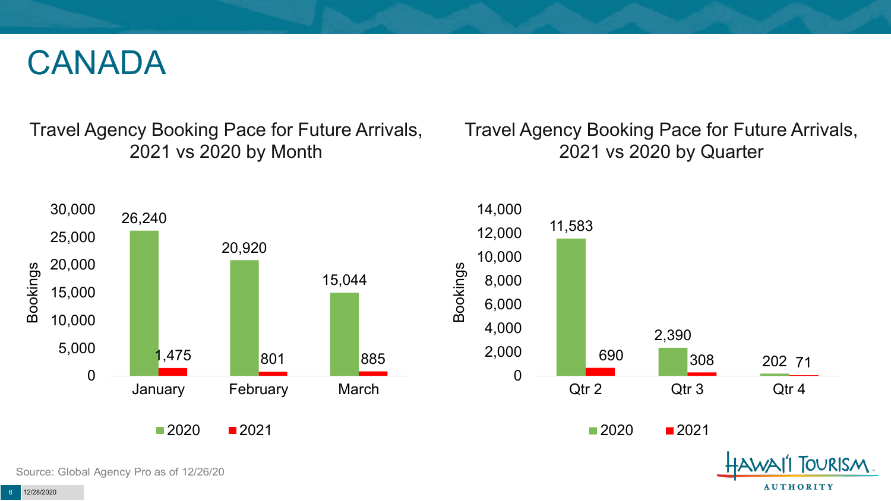# CANADA

## Travel Agency Booking Pace for Future Arrivals, 2021 vs 2020 by Month

| Month | 2020 | 2021 |
| --- | --- | --- |
| January | 26,240 | 1,475 |
| February | 20,920 | 801 |
| March | 15,044 | 885 |

## Travel Agency Booking Pace for Future Arrivals, 2021 vs 2020 by Quarter

| Quarter | 2020 | 2021 |
| --- | --- | --- |
| Qtr 2 | 11,583 | 690 |
| Qtr 3 | 2,390 | 308 |
| Qtr 4 | 202 | 71 |

Source: Global Agency Pro as of 12/26/20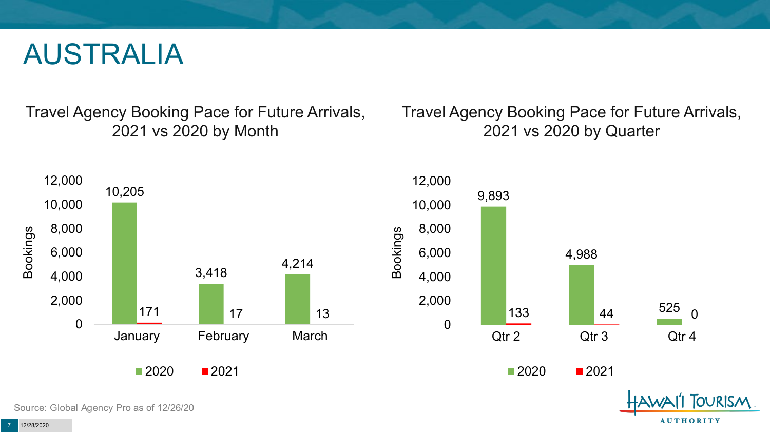# AUSTRALIA

## Travel Agency Booking Pace for Future Arrivals, 2021 vs 2020 by Month

| Month | 2020 | 2021 |
| --- | --- | --- |
| January | 10,205 | 171 |
| February | 3,418 | 17 |
| March | 4,214 | 13 |

## Travel Agency Booking Pace for Future Arrivals, 2021 vs 2020 by Quarter

| Quarter | 2020 | 2021 |
| --- | --- | --- |
| Qtr 2 | 9,893 | 133 |
| Qtr 3 | 4,988 | 44 |
| Qtr 4 | 525 | 0 |

Source: Global Agency Pro as of 12/26/20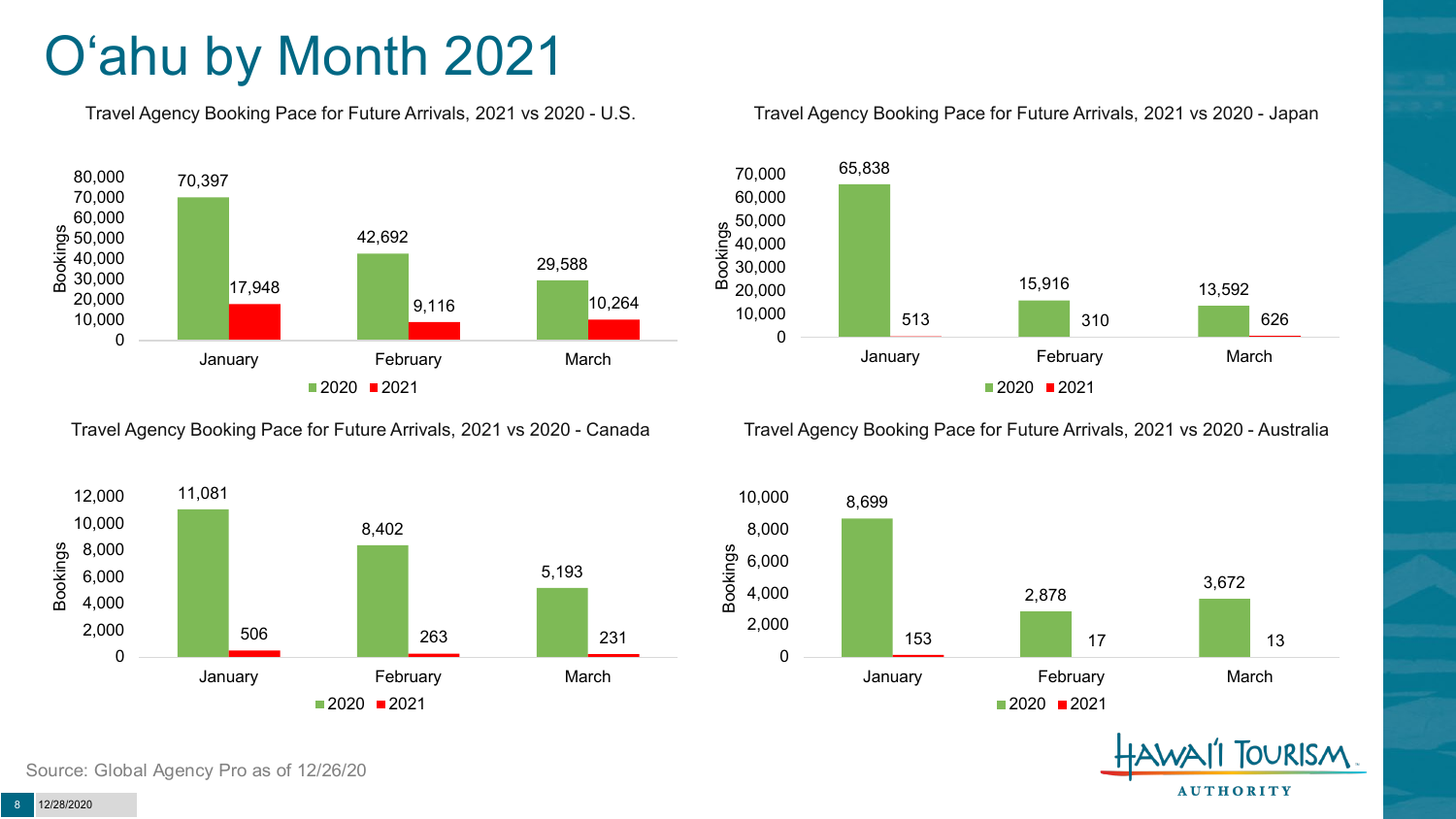# O‘ahu by Month 2021

### Travel Agency Booking Pace for Future Arrivals, 2021 vs 2020 - U.S.

| Month | 2020 | 2021 |
| --- | --- | --- |
| January | 70,397 | 17,948 |
| February | 42,692 | 9,116 |
| March | 29,588 | 10,264 |

### Travel Agency Booking Pace for Future Arrivals, 2021 vs 2020 - Japan

| Month | 2020 | 2021 |
| --- | --- | --- |
| January | 65,838 | 513 |
| February | 15,916 | 310 |
| March | 13,592 | 626 |

### Travel Agency Booking Pace for Future Arrivals, 2021 vs 2020 - Canada

| Month | 2020 | 2021 |
| --- | --- | --- |
| January | 11,081 | 506 |
| February | 8,402 | 263 |
| March | 5,193 | 231 |

### Travel Agency Booking Pace for Future Arrivals, 2021 vs 2020 - Australia

| Month | 2020 | 2021 |
| --- | --- | --- |
| January | 8,699 | 153 |
| February | 2,878 | 17 |
| March | 3,672 | 13 |

Source: Global Agency Pro as of 12/26/20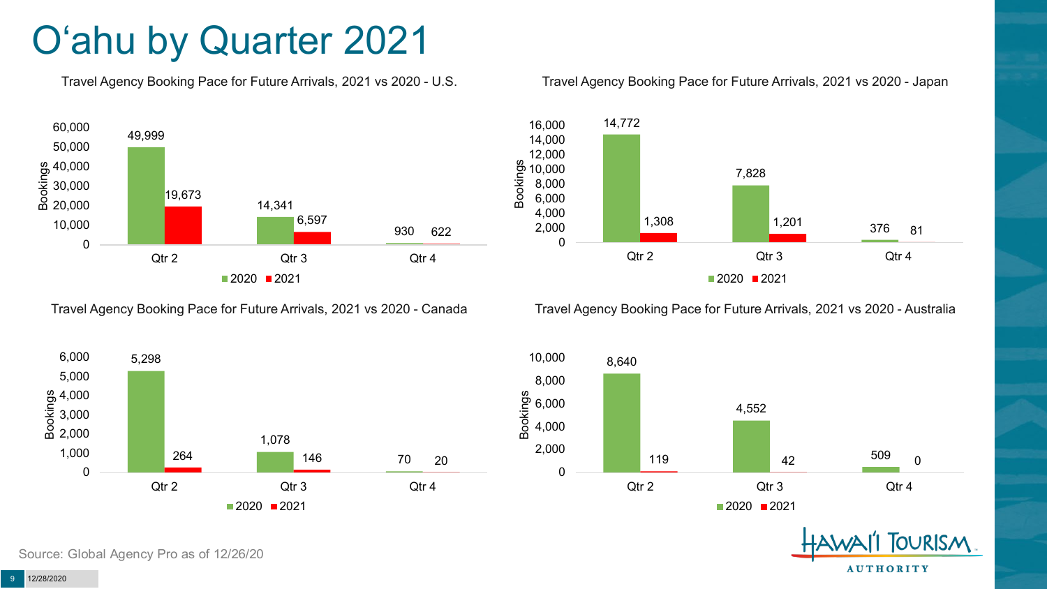# O'ahu by Quarter 2021

**Travel Agency Booking Pace for Future Arrivals, 2021 vs 2020 - U.S.**

| Quarter | 2020 | 2021 |
| --- | --- | --- |
| Qtr 2 | 49,999 | 19,673 |
| Qtr 3 | 14,341 | 6,597 |
| Qtr 4 | 930 | 622 |

**Travel Agency Booking Pace for Future Arrivals, 2021 vs 2020 - Japan**

| Quarter | 2020 | 2021 |
| --- | --- | --- |
| Qtr 2 | 14,772 | 1,308 |
| Qtr 3 | 7,828 | 1,201 |
| Qtr 4 | 376 | 81 |

**Travel Agency Booking Pace for Future Arrivals, 2021 vs 2020 - Canada**

| Quarter | 2020 | 2021 |
| --- | --- | --- |
| Qtr 2 | 5,298 | 264 |
| Qtr 3 | 1,078 | 146 |
| Qtr 4 | 70 | 20 |

**Travel Agency Booking Pace for Future Arrivals, 2021 vs 2020 - Australia**

| Quarter | 2020 | 2021 |
| --- | --- | --- |
| Qtr 2 | 8,640 | 119 |
| Qtr 3 | 4,552 | 42 |
| Qtr 4 | 509 | 0 |

Source: Global Agency Pro as of 12/26/20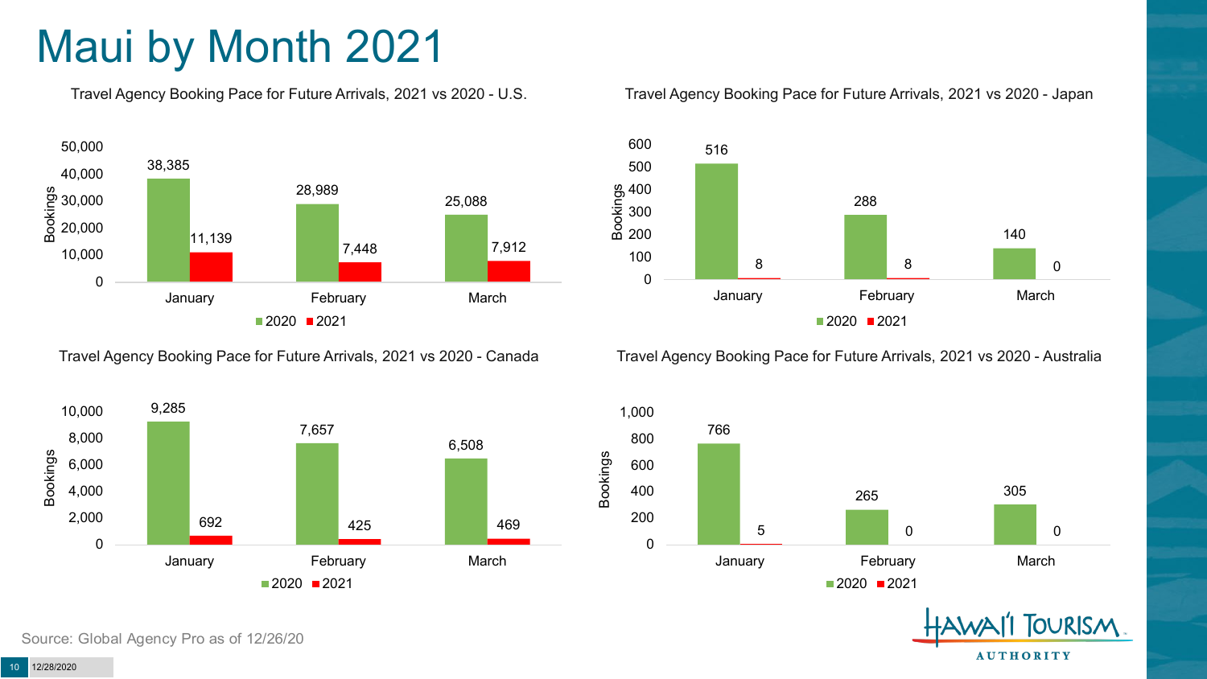# Maui by Month 2021

**Travel Agency Booking Pace for Future Arrivals, 2021 vs 2020 - U.S.**

| Month | 2020 | 2021 |
| --- | --- | --- |
| January | 38,385 | 11,139 |
| February | 28,989 | 7,448 |
| March | 25,088 | 7,912 |

**Travel Agency Booking Pace for Future Arrivals, 2021 vs 2020 - Japan**

| Month | 2020 | 2021 |
| --- | --- | --- |
| January | 516 | 8 |
| February | 288 | 8 |
| March | 140 | 0 |

**Travel Agency Booking Pace for Future Arrivals, 2021 vs 2020 - Canada**

| Month | 2020 | 2021 |
| --- | --- | --- |
| January | 9,285 | 692 |
| February | 7,657 | 425 |
| March | 6,508 | 469 |

**Travel Agency Booking Pace for Future Arrivals, 2021 vs 2020 - Australia**

| Month | 2020 | 2021 |
| --- | --- | --- |
| January | 766 | 5 |
| February | 265 | 0 |
| March | 305 | 0 |

Source: Global Agency Pro as of 12/26/20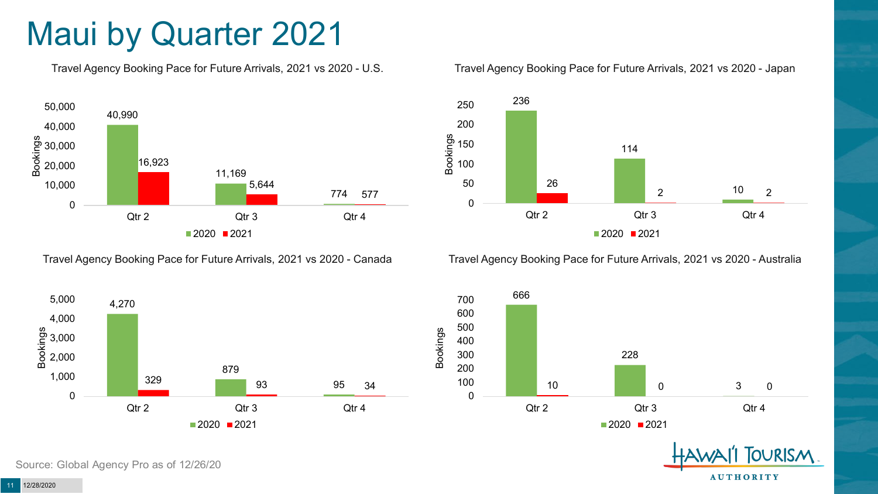# Maui by Quarter 2021

**Travel Agency Booking Pace for Future Arrivals, 2021 vs 2020 - U.S.**

| Bookings | 2020 | 2021 |
|---|---|---|
| Qtr 2 | 40,990 | 16,923 |
| Qtr 3 | 11,169 | 5,644 |
| Qtr 4 | 774 | 577 |

**Travel Agency Booking Pace for Future Arrivals, 2021 vs 2020 - Japan**

| Bookings | 2020 | 2021 |
|---|---|---|
| Qtr 2 | 236 | 26 |
| Qtr 3 | 114 | 2 |
| Qtr 4 | 10 | 2 |

**Travel Agency Booking Pace for Future Arrivals, 2021 vs 2020 - Canada**

| Bookings | 2020 | 2021 |
|---|---|---|
| Qtr 2 | 4,270 | 329 |
| Qtr 3 | 879 | 93 |
| Qtr 4 | 95 | 34 |

**Travel Agency Booking Pace for Future Arrivals, 2021 vs 2020 - Australia**

| Bookings | 2020 | 2021 |
|---|---|---|
| Qtr 2 | 666 | 10 |
| Qtr 3 | 228 | 0 |
| Qtr 4 | 3 | 0 |

Source: Global Agency Pro as of 12/26/20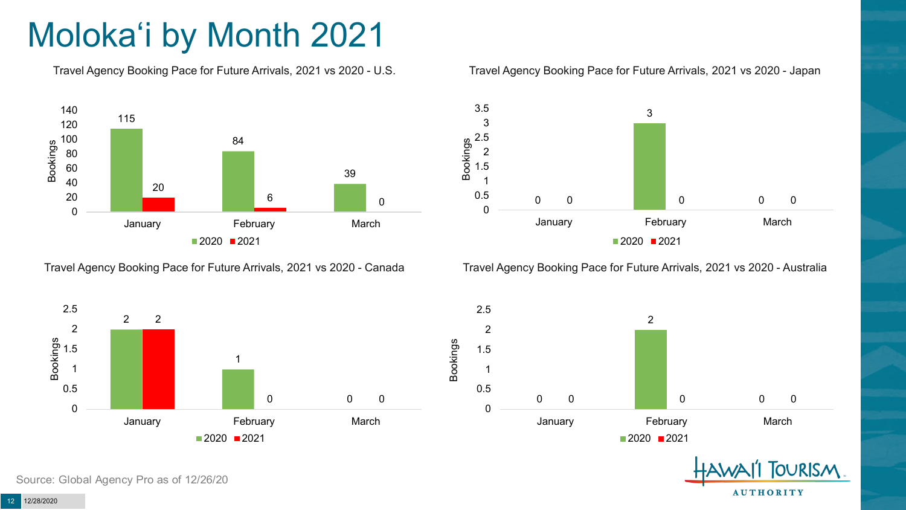# Molokaʻi by Month 2021

### Travel Agency Booking Pace for Future Arrivals, 2021 vs 2020 - U.S.

| Month | 2020 | 2021 |
| --- | --- | --- |
| January | 115 | 20 |
| February | 84 | 6 |
| March | 39 | 0 |

### Travel Agency Booking Pace for Future Arrivals, 2021 vs 2020 - Japan

| Month | 2020 | 2021 |
| --- | --- | --- |
| January | 0 | 0 |
| February | 3 | 0 |
| March | 0 | 0 |

### Travel Agency Booking Pace for Future Arrivals, 2021 vs 2020 - Canada

| Month | 2020 | 2021 |
| --- | --- | --- |
| January | 2 | 2 |
| February | 1 | 0 |
| March | 0 | 0 |

### Travel Agency Booking Pace for Future Arrivals, 2021 vs 2020 - Australia

| Month | 2020 | 2021 |
| --- | --- | --- |
| January | 0 | 0 |
| February | 2 | 0 |
| March | 0 | 0 |

Source: Global Agency Pro as of 12/26/20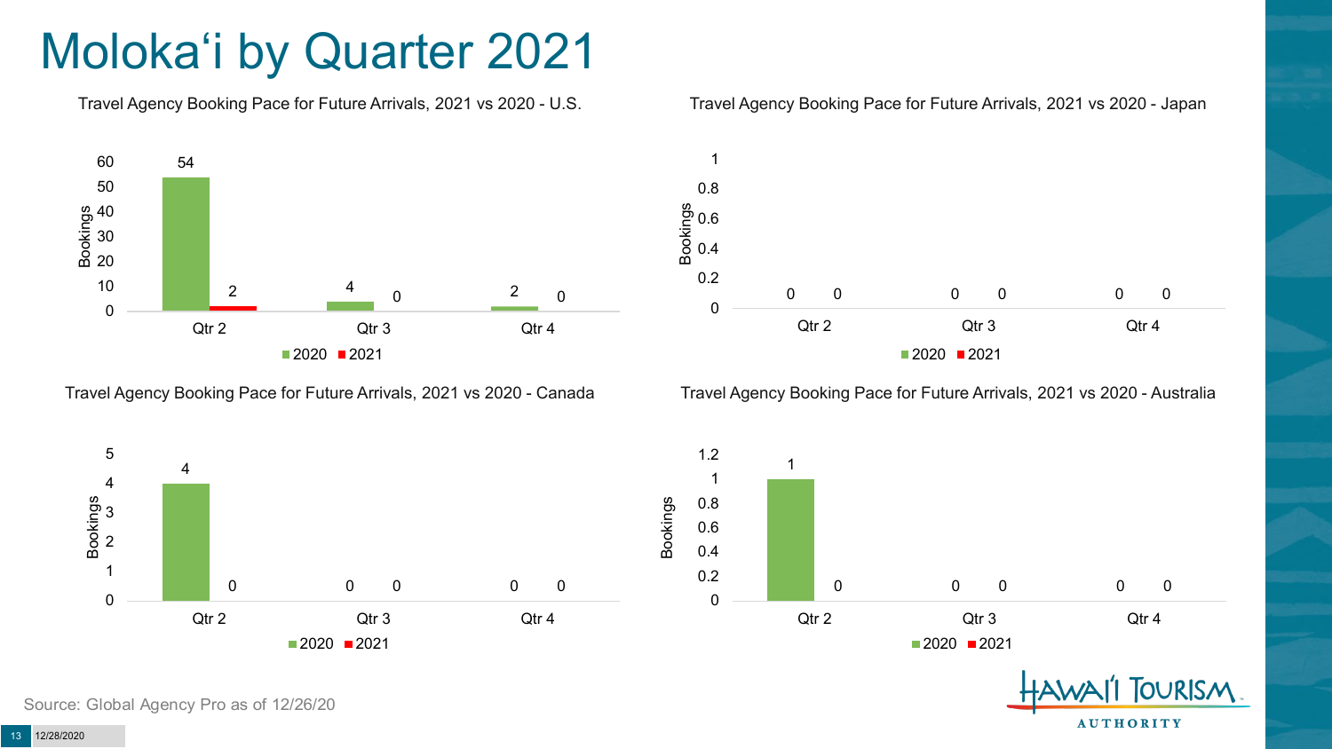# Molokaʻi by Quarter 2021

### Travel Agency Booking Pace for Future Arrivals, 2021 vs 2020 - U.S.

| Bookings | Qtr 2 | Qtr 3 | Qtr 4 |
|---|---|---|---|
| 2020 | 54 | 4 | 2 |
| 2021 | 2 | 0 | 0 |

### Travel Agency Booking Pace for Future Arrivals, 2021 vs 2020 - Japan

| Bookings | Qtr 2 | Qtr 3 | Qtr 4 |
|---|---|---|---|
| 2020 | 0 | 0 | 0 |
| 2021 | 0 | 0 | 0 |

### Travel Agency Booking Pace for Future Arrivals, 2021 vs 2020 - Canada

| Bookings | Qtr 2 | Qtr 3 | Qtr 4 |
|---|---|---|---|
| 2020 | 4 | 0 | 0 |
| 2021 | 0 | 0 | 0 |

### Travel Agency Booking Pace for Future Arrivals, 2021 vs 2020 - Australia

| Bookings | Qtr 2 | Qtr 3 | Qtr 4 |
|---|---|---|---|
| 2020 | 1 | 0 | 0 |
| 2021 | 0 | 0 | 0 |

Source: Global Agency Pro as of 12/26/20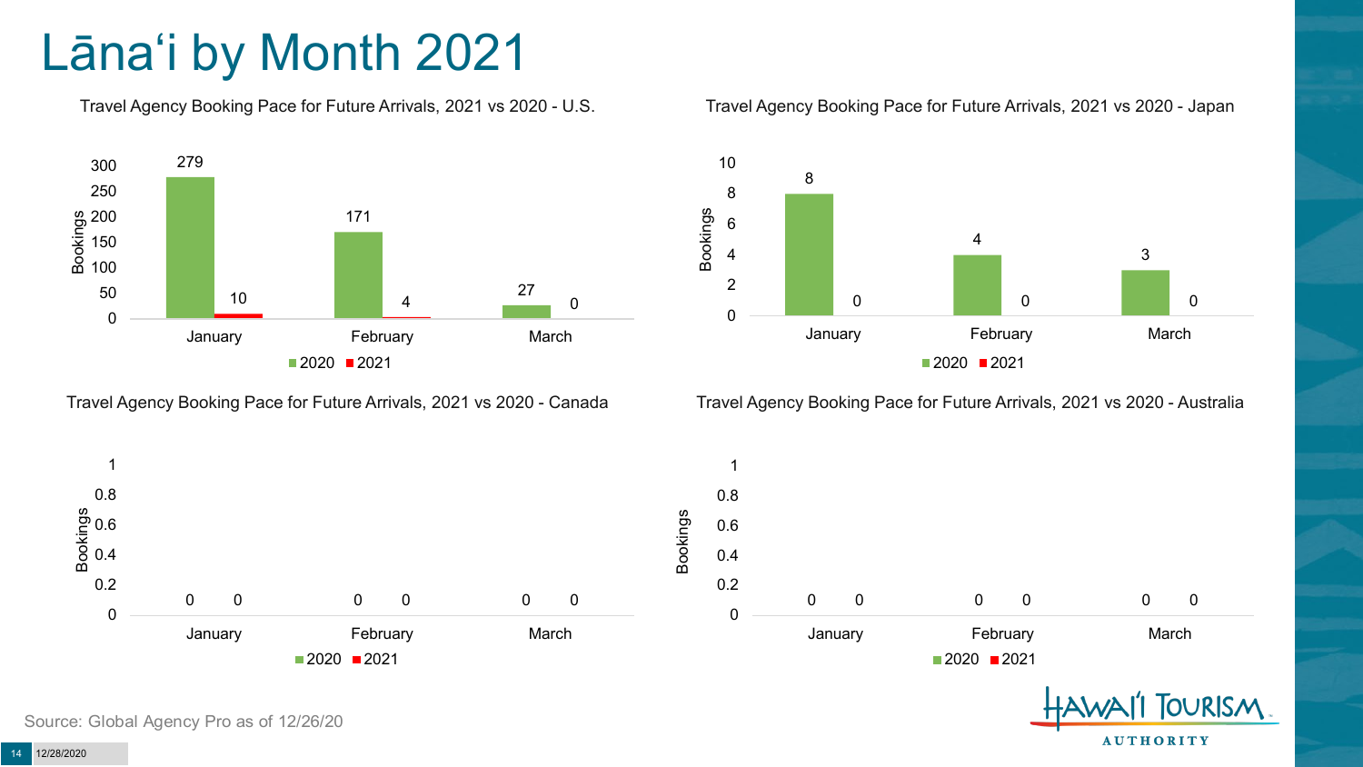# Lāna'i by Month 2021

## Travel Agency Booking Pace for Future Arrivals, 2021 vs 2020 - U.S.

| Month | 2020 | 2021 |
|---|---|---|
| January | 279 | 10 |
| February | 171 | 4 |
| March | 27 | 0 |

## Travel Agency Booking Pace for Future Arrivals, 2021 vs 2020 - Japan

| Month | 2020 | 2021 |
|---|---|---|
| January | 8 | 0 |
| February | 4 | 0 |
| March | 3 | 0 |

## Travel Agency Booking Pace for Future Arrivals, 2021 vs 2020 - Canada

| Month | 2020 | 2021 |
|---|---|---|
| January | 0 | 0 |
| February | 0 | 0 |
| March | 0 | 0 |

## Travel Agency Booking Pace for Future Arrivals, 2021 vs 2020 - Australia

| Month | 2020 | 2021 |
|---|---|---|
| January | 0 | 0 |
| February | 0 | 0 |
| March | 0 | 0 |

Source: Global Agency Pro as of 12/26/20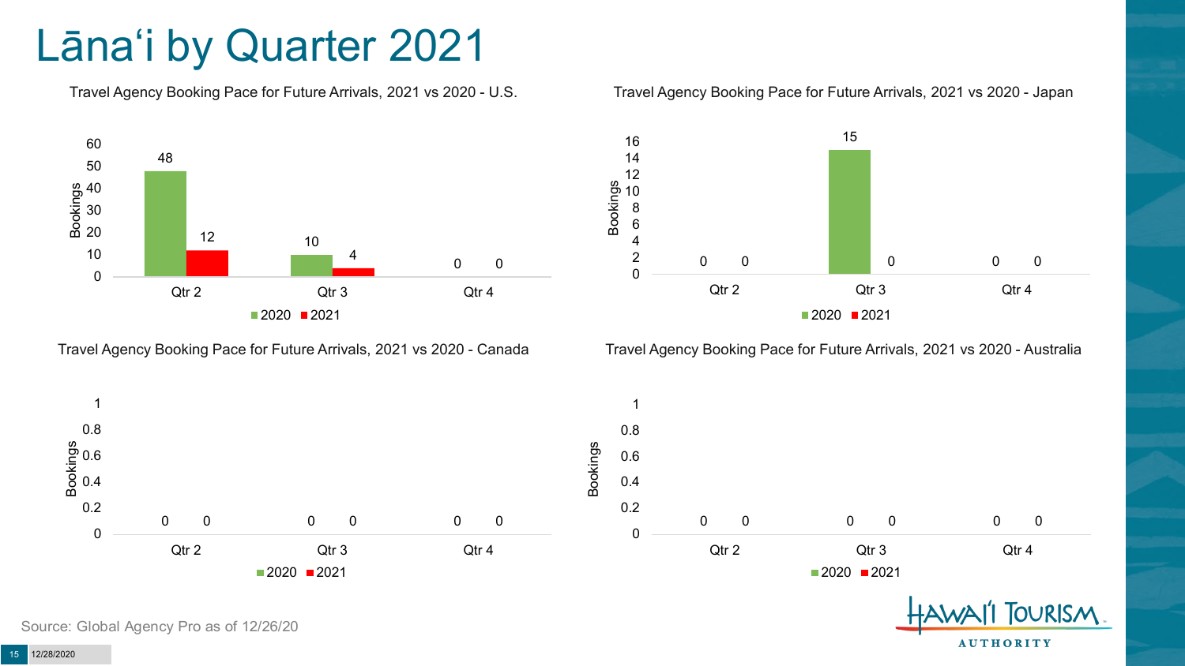# Lānaʻi by Quarter 2021

### Travel Agency Booking Pace for Future Arrivals, 2021 vs 2020 - U.S.

| | 2020 | 2021 |
|---|---|---|
| Qtr 2 | 48 | 12 |
| Qtr 3 | 10 | 4 |
| Qtr 4 | 0 | 0 |

### Travel Agency Booking Pace for Future Arrivals, 2021 vs 2020 - Japan

| | 2020 | 2021 |
|---|---|---|
| Qtr 2 | 0 | 0 |
| Qtr 3 | 15 | 0 |
| Qtr 4 | 0 | 0 |

### Travel Agency Booking Pace for Future Arrivals, 2021 vs 2020 - Canada

| | 2020 | 2021 |
|---|---|---|
| Qtr 2 | 0 | 0 |
| Qtr 3 | 0 | 0 |
| Qtr 4 | 0 | 0 |

### Travel Agency Booking Pace for Future Arrivals, 2021 vs 2020 - Australia

| | 2020 | 2021 |
|---|---|---|
| Qtr 2 | 0 | 0 |
| Qtr 3 | 0 | 0 |
| Qtr 4 | 0 | 0 |

Source: Global Agency Pro as of 12/26/20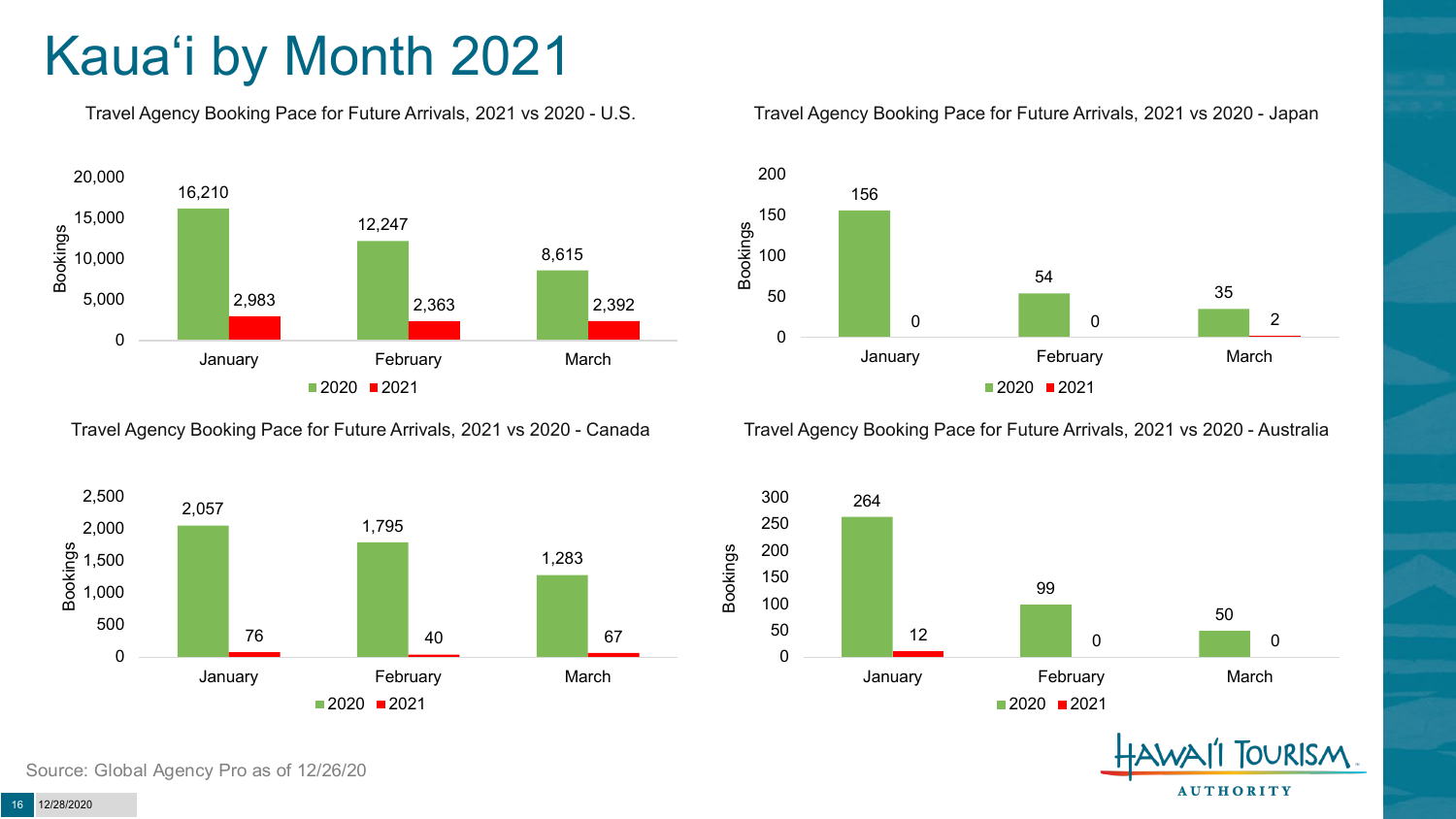# Kauaʻi by Month 2021

### Travel Agency Booking Pace for Future Arrivals, 2021 vs 2020 - U.S.

| Month | 2020 | 2021 |
|---|---|---|
| January | 16,210 | 2,983 |
| February | 12,247 | 2,363 |
| March | 8,615 | 2,392 |

### Travel Agency Booking Pace for Future Arrivals, 2021 vs 2020 - Japan

| Month | 2020 | 2021 |
|---|---|---|
| January | 156 | 0 |
| February | 54 | 0 |
| March | 35 | 2 |

### Travel Agency Booking Pace for Future Arrivals, 2021 vs 2020 - Canada

| Month | 2020 | 2021 |
|---|---|---|
| January | 2,057 | 76 |
| February | 1,795 | 40 |
| March | 1,283 | 67 |

### Travel Agency Booking Pace for Future Arrivals, 2021 vs 2020 - Australia

| Month | 2020 | 2021 |
|---|---|---|
| January | 264 | 12 |
| February | 99 | 0 |
| March | 50 | 0 |

Source: Global Agency Pro as of 12/26/20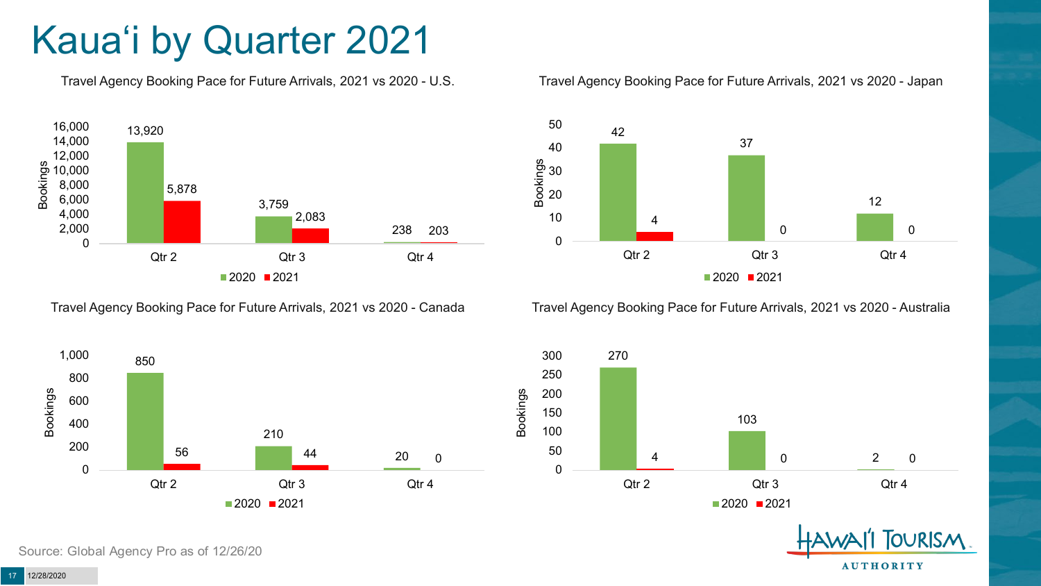# Kaua'i by Quarter 2021

### Travel Agency Booking Pace for Future Arrivals, 2021 vs 2020 - U.S.

| | 2020 | 2021 |
|---|---|---|
| Qtr 2 | 13,920 | 5,878 |
| Qtr 3 | 3,759 | 2,083 |
| Qtr 4 | 238 | 203 |

### Travel Agency Booking Pace for Future Arrivals, 2021 vs 2020 - Japan

| | 2020 | 2021 |
|---|---|---|
| Qtr 2 | 42 | 4 |
| Qtr 3 | 37 | 0 |
| Qtr 4 | 12 | 0 |

### Travel Agency Booking Pace for Future Arrivals, 2021 vs 2020 - Canada

| | 2020 | 2021 |
|---|---|---|
| Qtr 2 | 850 | 56 |
| Qtr 3 | 210 | 44 |
| Qtr 4 | 20 | 0 |

### Travel Agency Booking Pace for Future Arrivals, 2021 vs 2020 - Australia

| | 2020 | 2021 |
|---|---|---|
| Qtr 2 | 270 | 4 |
| Qtr 3 | 103 | 0 |
| Qtr 4 | 2 | 0 |

Source: Global Agency Pro as of 12/26/20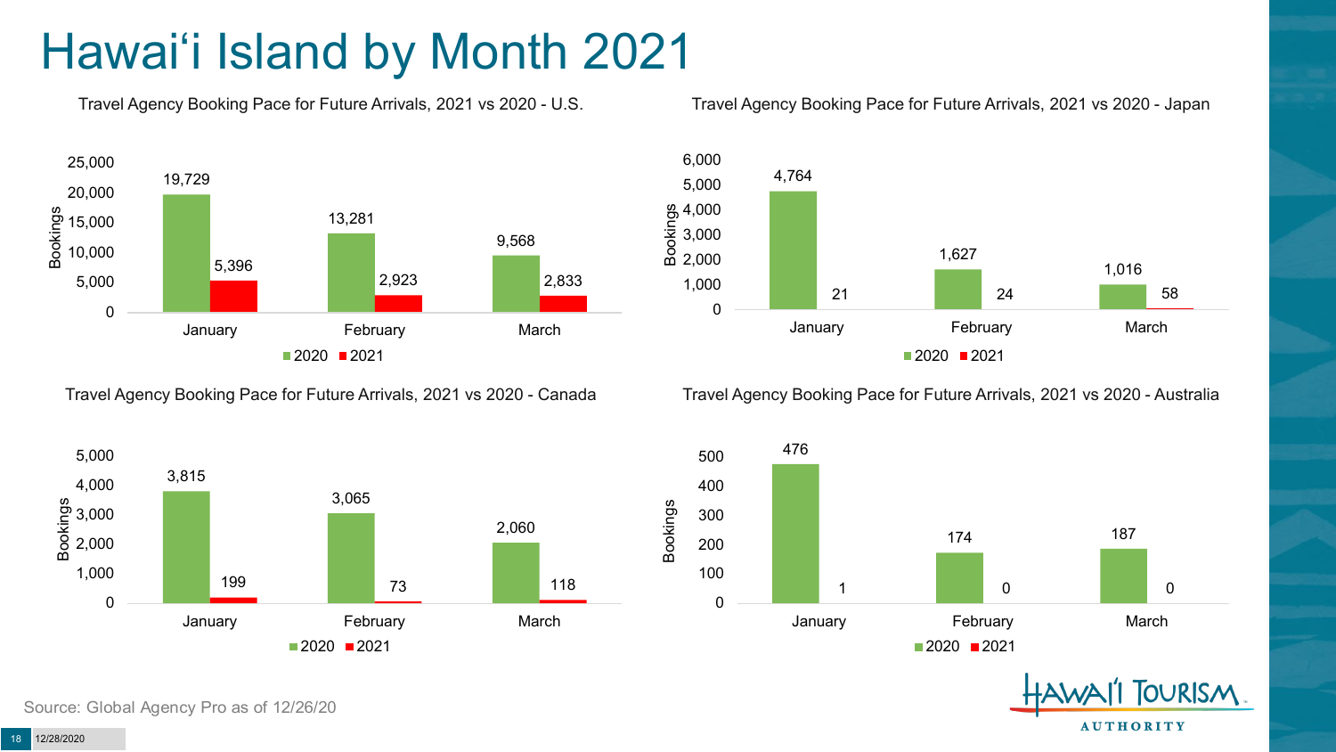# Hawai'i Island by Month 2021

**Travel Agency Booking Pace for Future Arrivals, 2021 vs 2020 - U.S.**

| Bookings | 2020 | 2021 |
| --- | --- | --- |
| January | 19,729 | 5,396 |
| February | 13,281 | 2,923 |
| March | 9,568 | 2,833 |

**Travel Agency Booking Pace for Future Arrivals, 2021 vs 2020 - Japan**

| Bookings | 2020 | 2021 |
| --- | --- | --- |
| January | 4,764 | 21 |
| February | 1,627 | 24 |
| March | 1,016 | 58 |

**Travel Agency Booking Pace for Future Arrivals, 2021 vs 2020 - Canada**

| Bookings | 2020 | 2021 |
| --- | --- | --- |
| January | 3,815 | 199 |
| February | 3,065 | 73 |
| March | 2,060 | 118 |

**Travel Agency Booking Pace for Future Arrivals, 2021 vs 2020 - Australia**

| Bookings | 2020 | 2021 |
| --- | --- | --- |
| January | 476 | 1 |
| February | 174 | 0 |
| March | 187 | 0 |

Source: Global Agency Pro as of 12/26/20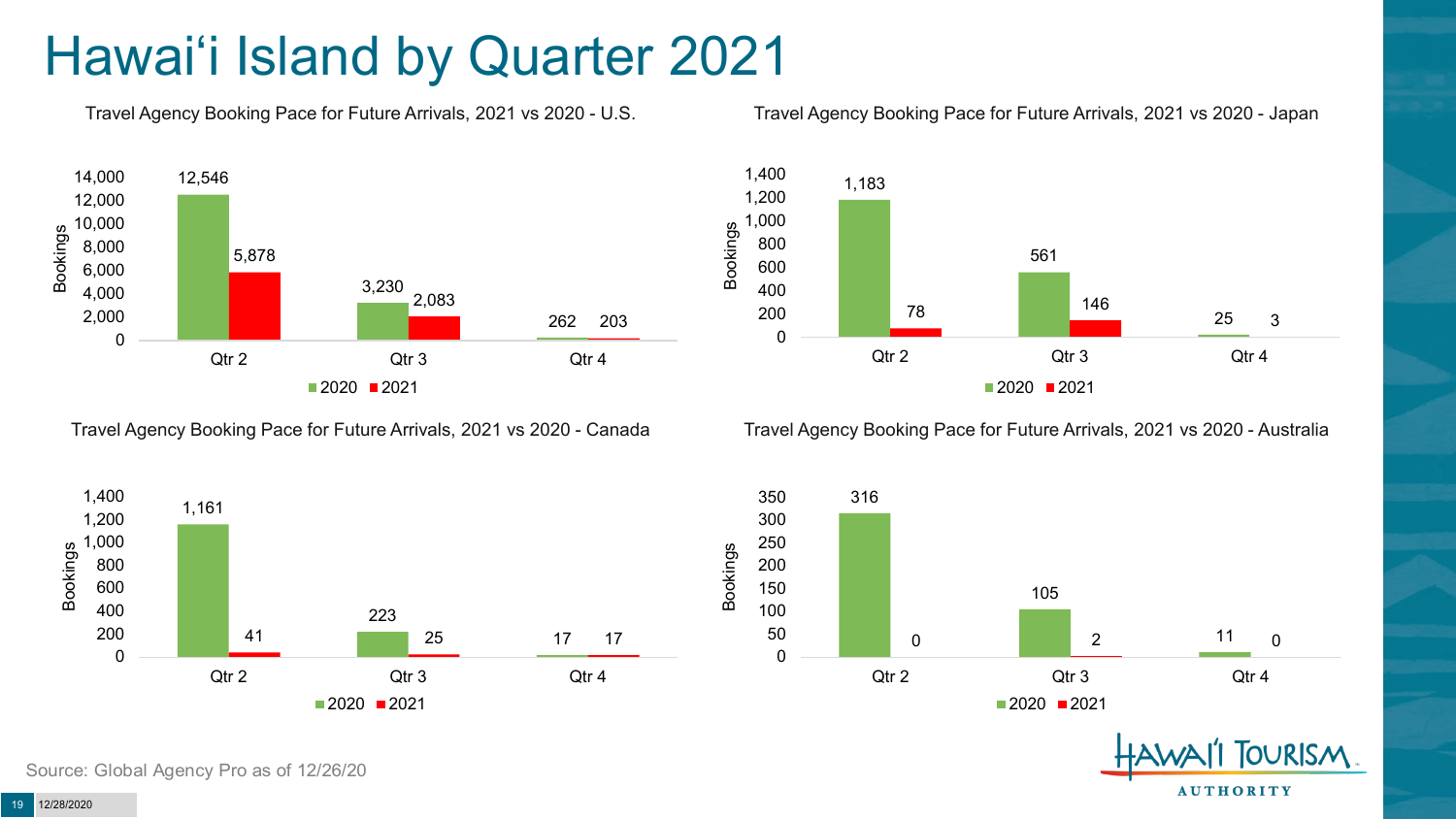# Hawai'i Island by Quarter 2021

Travel Agency Booking Pace for Future Arrivals, 2021 vs 2020 - U.S.

Bookings

14,000
12,000
10,000
8,000
6,000
4,000
2,000
0

12,546
5,878
3,230
2,083
262
203

Qtr 2
Qtr 3
Qtr 4

2020 2021

Travel Agency Booking Pace for Future Arrivals, 2021 vs 2020 - Japan

Bookings

1,400
1,200
1,000
800
600
400
200
0

1,183
78
561
146
25
3

Qtr 2
Qtr 3
Qtr 4

2020 2021

Travel Agency Booking Pace for Future Arrivals, 2021 vs 2020 - Canada

Bookings

1,400
1,200
1,000
800
600
400
200
0

1,161
41
223
25
17
17

Qtr 2
Qtr 3
Qtr 4

2020 2021

Travel Agency Booking Pace for Future Arrivals, 2021 vs 2020 - Australia

Bookings

350
300
250
200
150
100
50
0

316
0
105
2
11
0

Qtr 2
Qtr 3
Qtr 4

2020 2021

Source: Global Agency Pro as of 12/26/20

HAWAI'I TOURISM AUTHORITY

12/28/2020